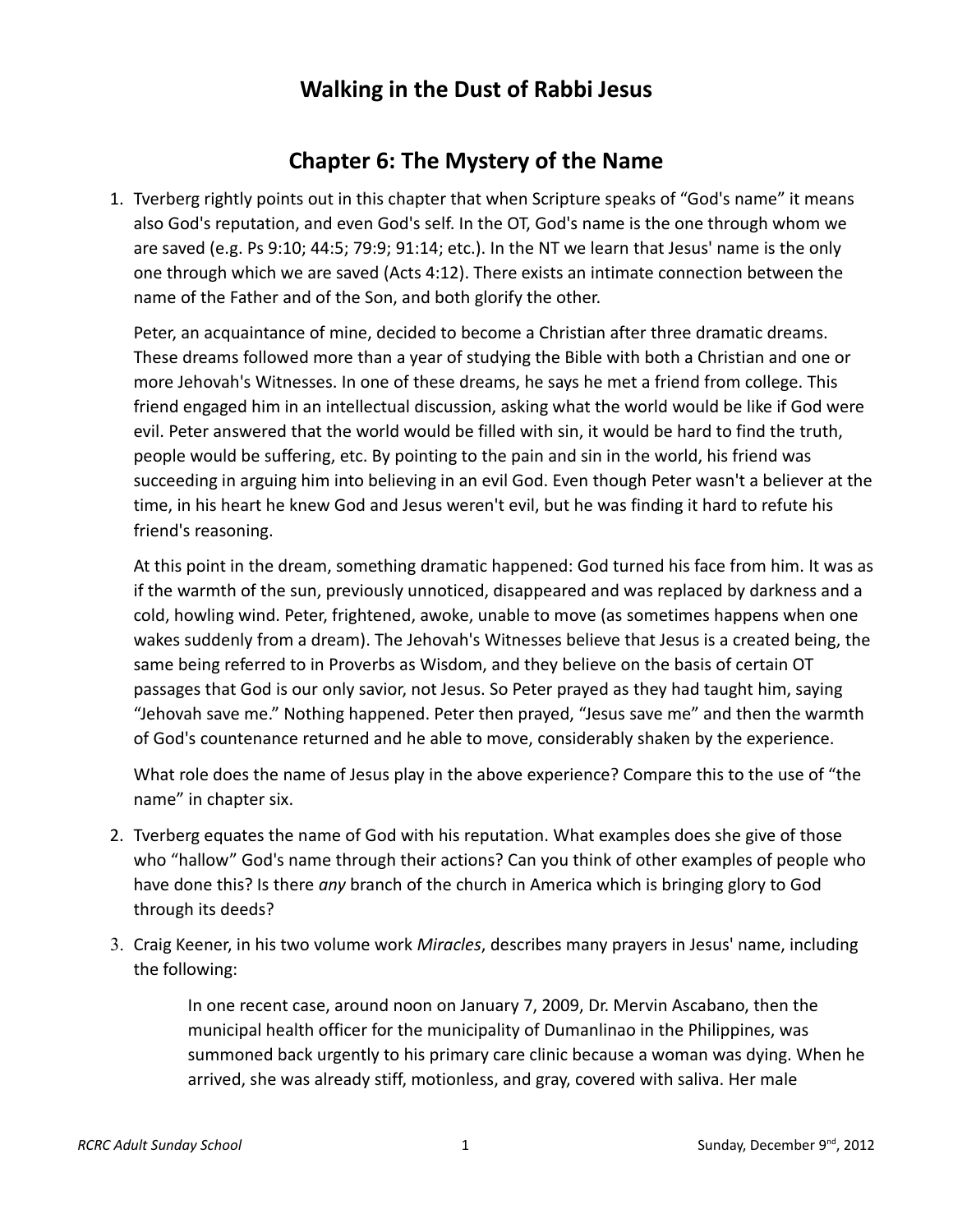# Walking in the Dust of Rabbi Jesus

## Chapter 6: The Mystery of the Name

1. Tverberg rightly points out in this chapter that when Scripture speaks of "God's name" it means also God's reputation, and even God's self. In the OT, God's name is the one through whom we are saved (e.g. Ps 9:10; 44:5; 79:9; 91:14; etc.). In the NT we learn that Jesus' name is the only one through which we are saved (Acts 4:12). There exists an intimate connection between the name of the Father and of the Son, and both glorify the other.

   Peter, an acquaintance of mine, decided to become a Christian after three dramatic dreams. These dreams followed more than a year of studying the Bible with both a Christian and one or more Jehovah's Witnesses. In one of these dreams, he says he met a friend from college. This friend engaged him in an intellectual discussion, asking what the world would be like if God were evil. Peter answered that the world would be filled with sin, it would be hard to find the truth, people would be suffering, etc. By pointing to the pain and sin in the world, his friend was succeeding in arguing him into believing in an evil God. Even though Peter wasn't a believer at the time, in his heart he knew God and Jesus weren't evil, but he was finding it hard to refute his friend's reasoning.

   At this point in the dream, something dramatic happened: God turned his face from him. It was as if the warmth of the sun, previously unnoticed, disappeared and was replaced by darkness and a cold, howling wind. Peter, frightened, awoke, unable to move (as sometimes happens when one wakes suddenly from a dream). The Jehovah's Witnesses believe that Jesus is a created being, the same being referred to in Proverbs as Wisdom, and they believe on the basis of certain OT passages that God is our only savior, not Jesus. So Peter prayed as they had taught him, saying "Jehovah save me." Nothing happened. Peter then prayed, "Jesus save me" and then the warmth of God's countenance returned and he able to move, considerably shaken by the experience.

   What role does the name of Jesus play in the above experience? Compare this to the use of "the name" in chapter six.

2. Tverberg equates the name of God with his reputation. What examples does she give of those who "hallow" God's name through their actions? Can you think of other examples of people who have done this? Is there *any* branch of the church in America which is bringing glory to God through its deeds?

3. Craig Keener, in his two volume work *Miracles*, describes many prayers in Jesus' name, including the following:

   > In one recent case, around noon on January 7, 2009, Dr. Mervin Ascabano, then the municipal health officer for the municipality of Dumanlinao in the Philippines, was summoned back urgently to his primary care clinic because a woman was dying. When he arrived, she was already stiff, motionless, and gray, covered with saliva. Her male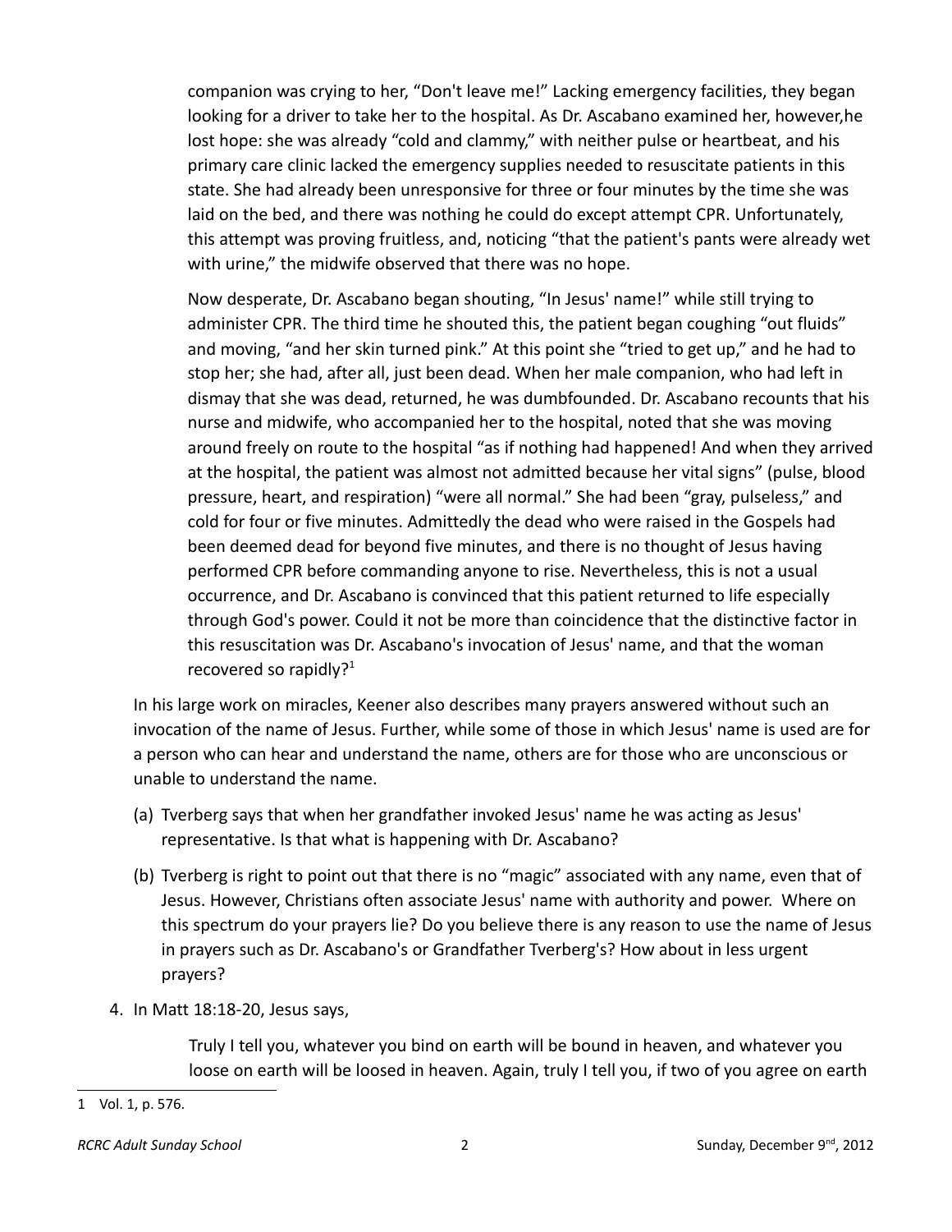companion was crying to her, "Don't leave me!" Lacking emergency facilities, they began looking for a driver to take her to the hospital. As Dr. Ascabano examined her, however,he lost hope: she was already "cold and clammy," with neither pulse or heartbeat, and his primary care clinic lacked the emergency supplies needed to resuscitate patients in this state. She had already been unresponsive for three or four minutes by the time she was laid on the bed, and there was nothing he could do except attempt CPR. Unfortunately, this attempt was proving fruitless, and, noticing "that the patient's pants were already wet with urine," the midwife observed that there was no hope.

> Now desperate, Dr. Ascabano began shouting, "In Jesus' name!" while still trying to administer CPR. The third time he shouted this, the patient began coughing "out fluids" and moving, "and her skin turned pink." At this point she "tried to get up," and he had to stop her; she had, after all, just been dead. When her male companion, who had left in dismay that she was dead, returned, he was dumbfounded. Dr. Ascabano recounts that his nurse and midwife, who accompanied her to the hospital, noted that she was moving around freely on route to the hospital "as if nothing had happened! And when they arrived at the hospital, the patient was almost not admitted because her vital signs" (pulse, blood pressure, heart, and respiration) "were all normal." She had been "gray, pulseless," and cold for four or five minutes. Admittedly the dead who were raised in the Gospels had been deemed dead for beyond five minutes, and there is no thought of Jesus having performed CPR before commanding anyone to rise. Nevertheless, this is not a usual occurrence, and Dr. Ascabano is convinced that this patient returned to life especially through God's power. Could it not be more than coincidence that the distinctive factor in this resuscitation was Dr. Ascabano's invocation of Jesus' name, and that the woman recovered so rapidly?[1]

In his large work on miracles, Keener also describes many prayers answered without such an invocation of the name of Jesus. Further, while some of those in which Jesus' name is used are for a person who can hear and understand the name, others are for those who are unconscious or unable to understand the name.

(a) Tverberg says that when her grandfather invoked Jesus' name he was acting as Jesus' representative. Is that what is happening with Dr. Ascabano?

(b) Tverberg is right to point out that there is no "magic" associated with any name, even that of Jesus. However, Christians often associate Jesus' name with authority and power. Where on this spectrum do your prayers lie? Do you believe there is any reason to use the name of Jesus in prayers such as Dr. Ascabano's or Grandfather Tverberg's? How about in less urgent prayers?

4. In Matt 18:18-20, Jesus says,

> Truly I tell you, whatever you bind on earth will be bound in heaven, and whatever you loose on earth will be loosed in heaven. Again, truly I tell you, if two of you agree on earth

---

[1] Vol. 1, p. 576.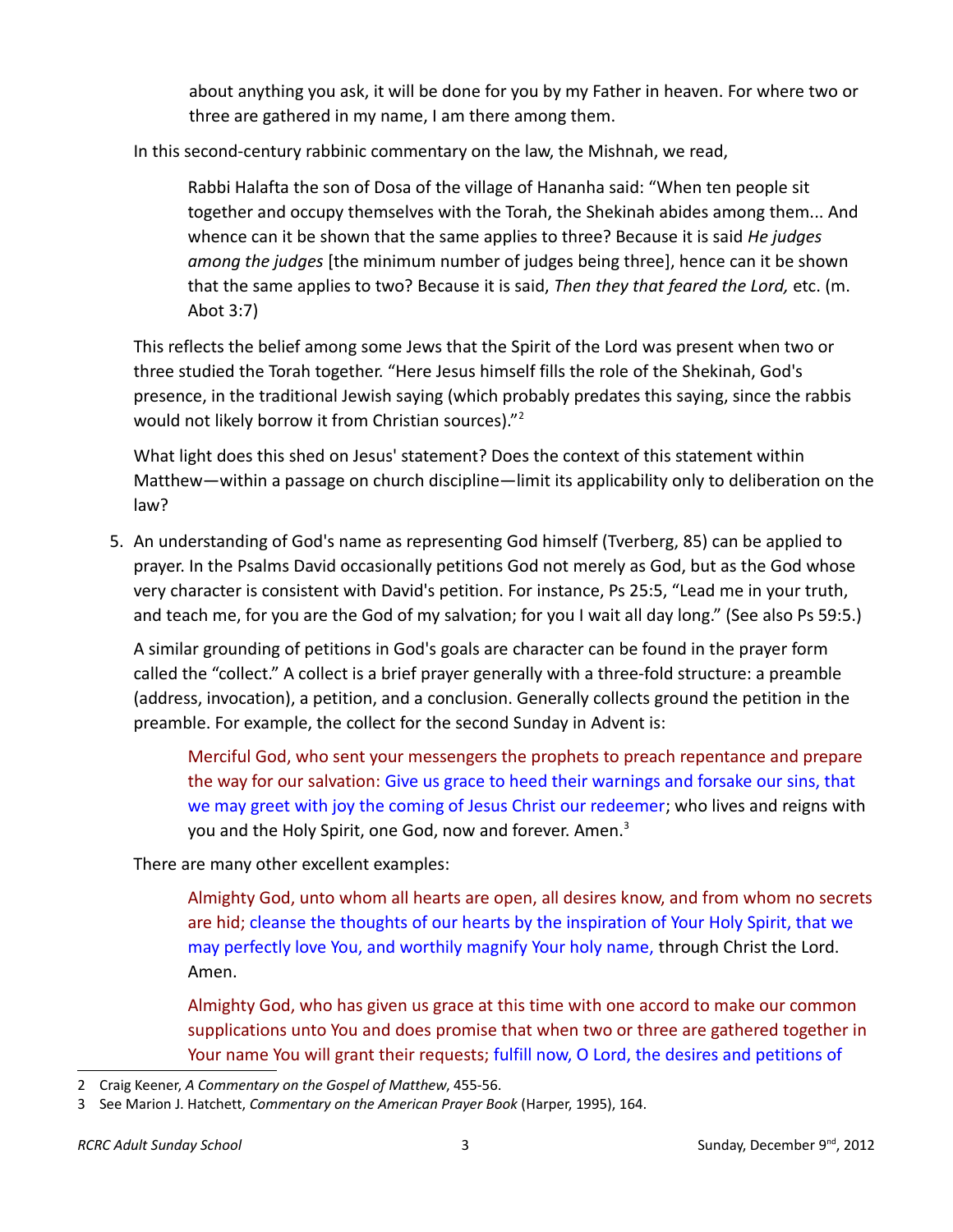> about anything you ask, it will be done for you by my Father in heaven. For where two or three are gathered in my name, I am there among them.

In this second-century rabbinic commentary on the law, the Mishnah, we read,

> Rabbi Halafta the son of Dosa of the village of Hananha said: "When ten people sit together and occupy themselves with the Torah, the Shekinah abides among them... And whence can it be shown that the same applies to three? Because it is said *He judges among the judges* [the minimum number of judges being three], hence can it be shown that the same applies to two? Because it is said, *Then they that feared the Lord,* etc. (m. Abot 3:7)

This reflects the belief among some Jews that the Spirit of the Lord was present when two or three studied the Torah together. "Here Jesus himself fills the role of the Shekinah, God's presence, in the traditional Jewish saying (which probably predates this saying, since the rabbis would not likely borrow it from Christian sources)."[2]

What light does this shed on Jesus' statement? Does the context of this statement within Matthew—within a passage on church discipline—limit its applicability only to deliberation on the law?

5. An understanding of God's name as representing God himself (Tverberg, 85) can be applied to prayer. In the Psalms David occasionally petitions God not merely as God, but as the God whose very character is consistent with David's petition. For instance, Ps 25:5, "Lead me in your truth, and teach me, for you are the God of my salvation; for you I wait all day long." (See also Ps 59:5.)

   A similar grounding of petitions in God's goals are character can be found in the prayer form called the "collect." A collect is a brief prayer generally with a three-fold structure: a preamble (address, invocation), a petition, and a conclusion. Generally collects ground the petition in the preamble. For example, the collect for the second Sunday in Advent is:

   > Merciful God, who sent your messengers the prophets to preach repentance and prepare the way for our salvation: Give us grace to heed their warnings and forsake our sins, that we may greet with joy the coming of Jesus Christ our redeemer; who lives and reigns with you and the Holy Spirit, one God, now and forever. Amen.[3]

   There are many other excellent examples:

   > Almighty God, unto whom all hearts are open, all desires know, and from whom no secrets are hid; cleanse the thoughts of our hearts by the inspiration of Your Holy Spirit, that we may perfectly love You, and worthily magnify Your holy name, through Christ the Lord. Amen.

   > Almighty God, who has given us grace at this time with one accord to make our common supplications unto You and does promise that when two or three are gathered together in Your name You will grant their requests; fulfill now, O Lord, the desires and petitions of

---

2 Craig Keener, *A Commentary on the Gospel of Matthew*, 455-56.

3 See Marion J. Hatchett, *Commentary on the American Prayer Book* (Harper, 1995), 164.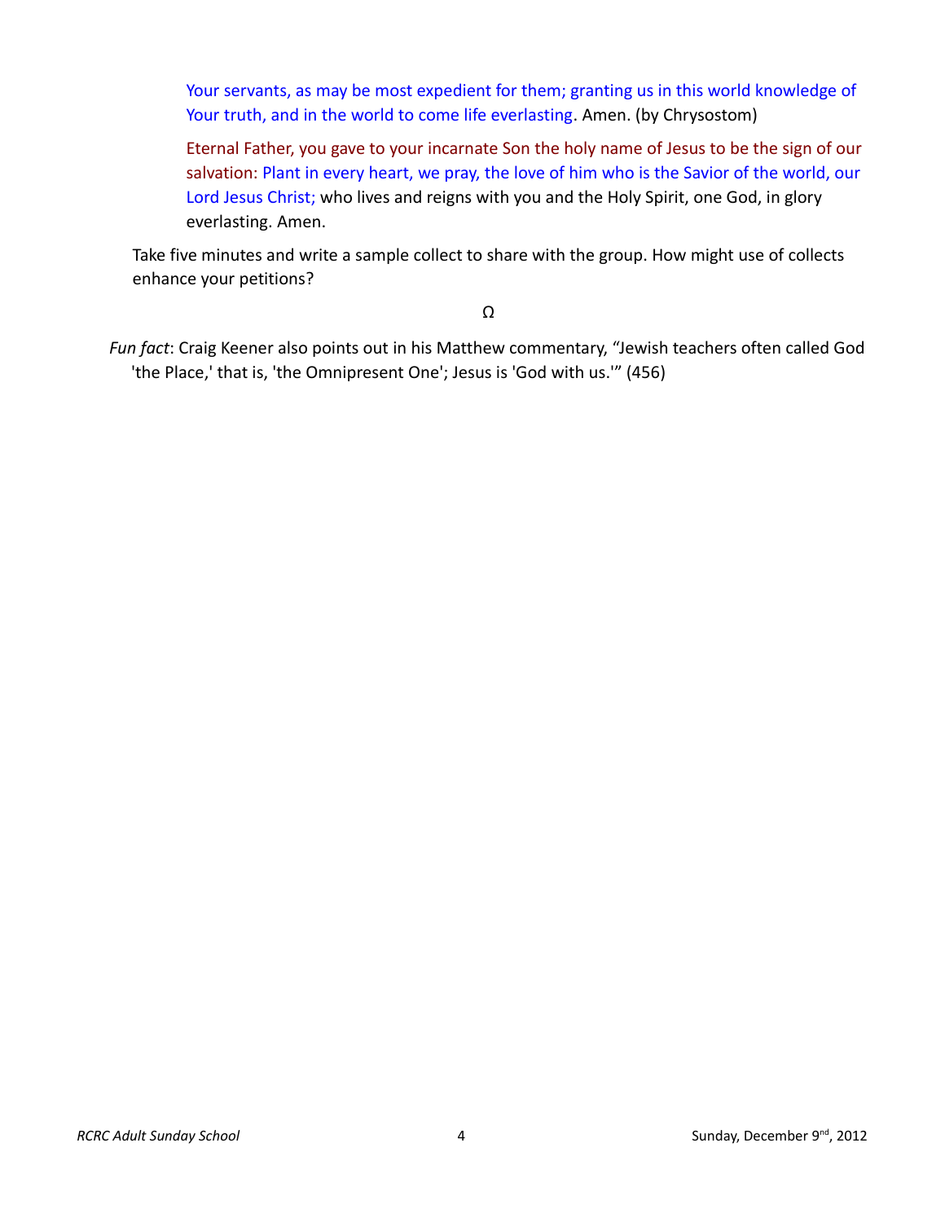Your servants, as may be most expedient for them; granting us in this world knowledge of Your truth, and in the world to come life everlasting. Amen. (by Chrysostom)

Eternal Father, you gave to your incarnate Son the holy name of Jesus to be the sign of our salvation: Plant in every heart, we pray, the love of him who is the Savior of the world, our Lord Jesus Christ; who lives and reigns with you and the Holy Spirit, one God, in glory everlasting. Amen.

Take five minutes and write a sample collect to share with the group. How might use of collects enhance your petitions?

Ω

*Fun fact*: Craig Keener also points out in his Matthew commentary, "Jewish teachers often called God 'the Place,' that is, 'the Omnipresent One'; Jesus is 'God with us.'" (456)